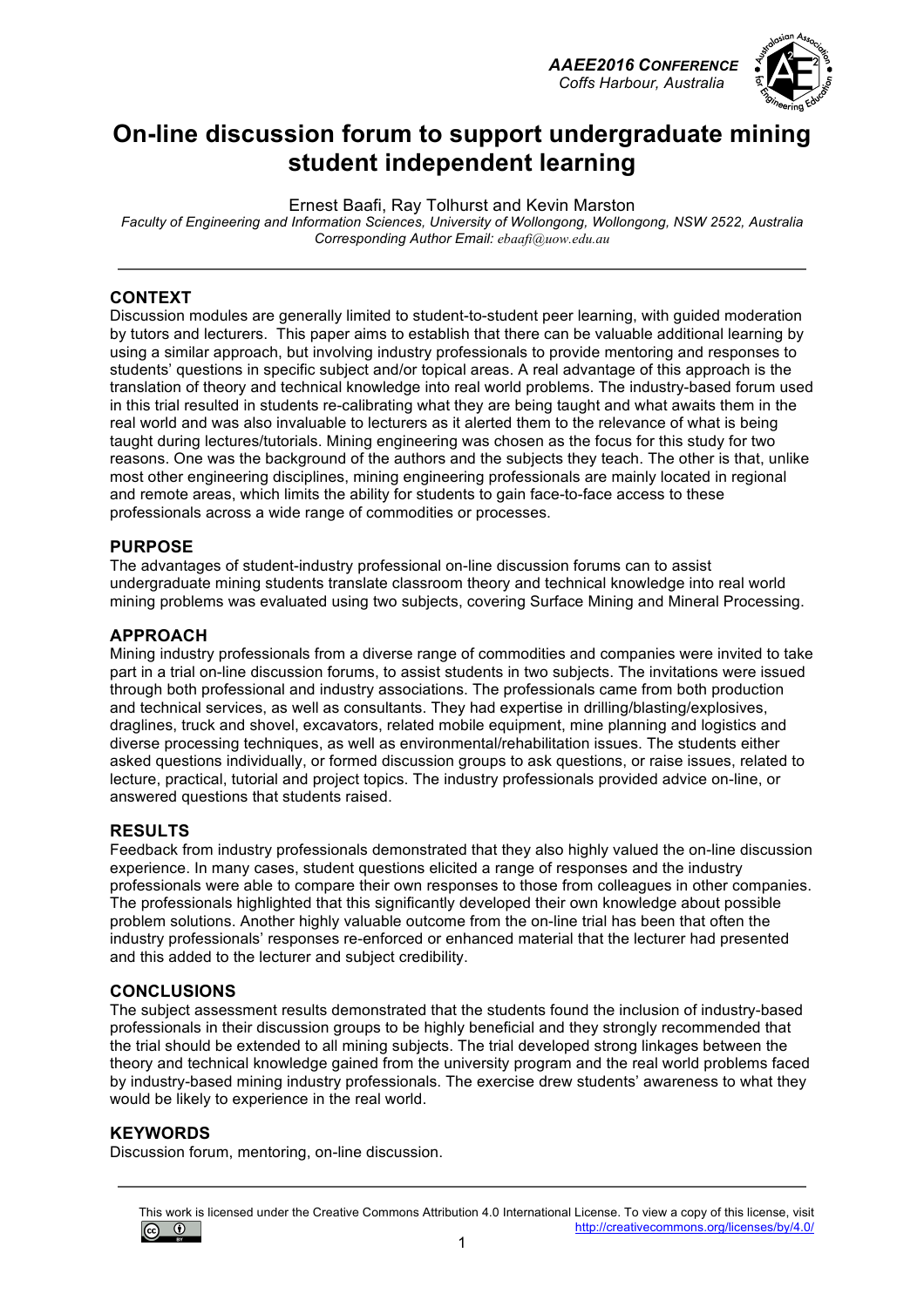# On-line discussion forum to support undergraduate mining student independent learning

Ernest Baafi, Ray Tolhurst and Kevin Marston

*Faculty of Engineering and Information Sciences, University of Wollongong, Wollongong, NSW 2522, Australia*

*Corresponding Author Email: ebaafi@uow.edu.au*

## CONTEXT

Discussion modules are generally limited to student-to-student peer learning, with guided moderation by tutors and lecturers. This paper aims to establish that there can be valuable additional learning by using a similar approach, but involving industry professionals to provide mentoring and responses to students' questions in specific subject and/or topical areas. A real advantage of this approach is the translation of theory and technical knowledge into real world problems. The industry-based forum used in this trial resulted in students re-calibrating what they are being taught and what awaits them in the real world and was also invaluable to lecturers as it alerted them to the relevance of what is being taught during lectures/tutorials. Mining engineering was chosen as the focus for this study for two reasons. One was the background of the authors and the subjects they teach. The other is that, unlike most other engineering disciplines, mining engineering professionals are mainly located in regional and remote areas, which limits the ability for students to gain face-to-face access to these professionals across a wide range of commodities or processes.

## PURPOSE

The advantages of student-industry professional on-line discussion forums can to assist undergraduate mining students translate classroom theory and technical knowledge into real world mining problems was evaluated using two subjects, covering Surface Mining and Mineral Processing.

## APPROACH

Mining industry professionals from a diverse range of commodities and companies were invited to take part in a trial on-line discussion forums, to assist students in two subjects. The invitations were issued through both professional and industry associations. The professionals came from both production and technical services, as well as consultants. They had expertise in drilling/blasting/explosives, draglines, truck and shovel, excavators, related mobile equipment, mine planning and logistics and diverse processing techniques, as well as environmental/rehabilitation issues. The students either asked questions individually, or formed discussion groups to ask questions, or raise issues, related to lecture, practical, tutorial and project topics. The industry professionals provided advice on-line, or answered questions that students raised.

## RESULTS

Feedback from industry professionals demonstrated that they also highly valued the on-line discussion experience. In many cases, student questions elicited a range of responses and the industry professionals were able to compare their own responses to those from colleagues in other companies. The professionals highlighted that this significantly developed their own knowledge about possible problem solutions. Another highly valuable outcome from the on-line trial has been that often the industry professionals' responses re-enforced or enhanced material that the lecturer had presented and this added to the lecturer and subject credibility.

## CONCLUSIONS

The subject assessment results demonstrated that the students found the inclusion of industry-based professionals in their discussion groups to be highly beneficial and they strongly recommended that the trial should be extended to all mining subjects. The trial developed strong linkages between the theory and technical knowledge gained from the university program and the real world problems faced by industry-based mining industry professionals. The exercise drew students' awareness to what they would be likely to experience in the real world.

## KEYWORDS

Discussion forum, mentoring, on-line discussion.

This work is licensed under the Creative Commons Attribution 4.0 International License. To view a copy of this license, visit http://creativecommons.org/licenses/by/4.0/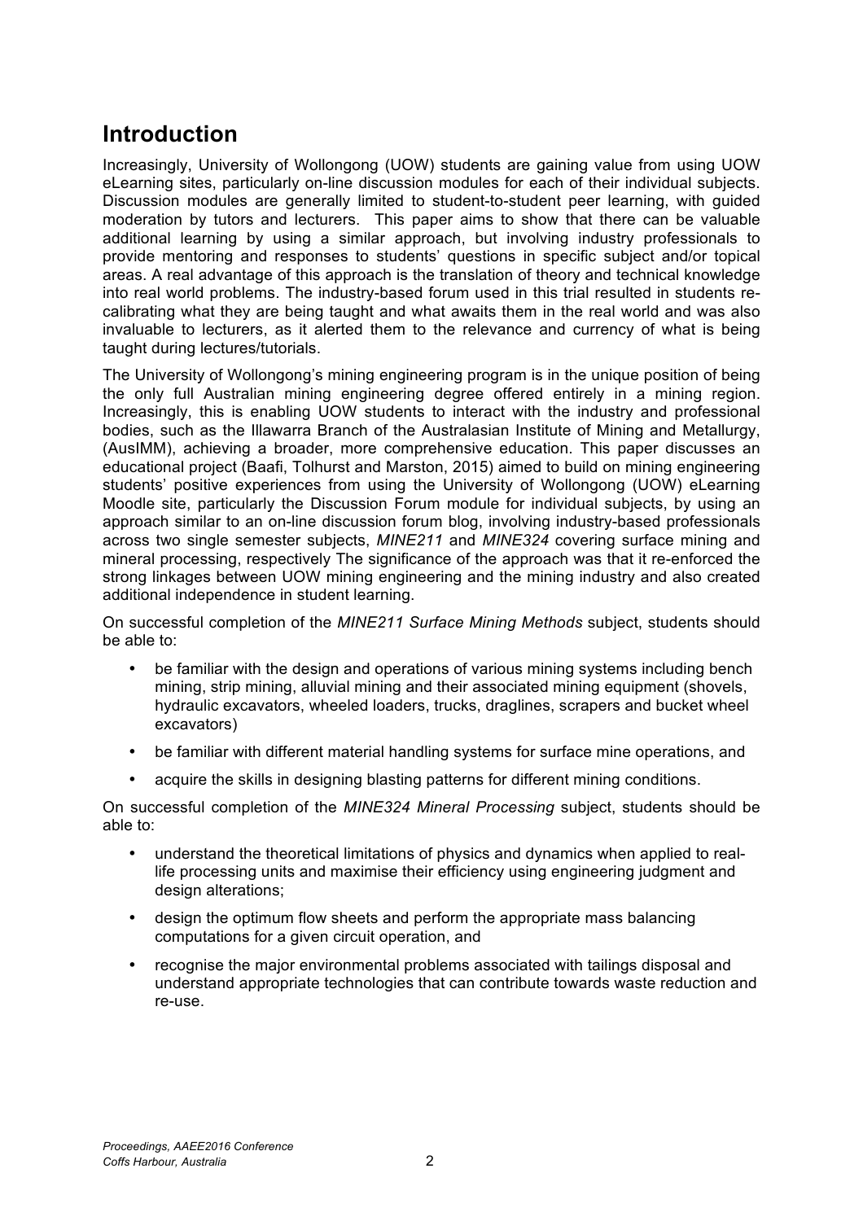# Introduction

Increasingly, University of Wollongong (UOW) students are gaining value from using UOW eLearning sites, particularly on-line discussion modules for each of their individual subjects. Discussion modules are generally limited to student-to-student peer learning, with guided moderation by tutors and lecturers. This paper aims to show that there can be valuable additional learning by using a similar approach, but involving industry professionals to provide mentoring and responses to students' questions in specific subject and/or topical areas. A real advantage of this approach is the translation of theory and technical knowledge into real world problems. The industry-based forum used in this trial resulted in students re-calibrating what they are being taught and what awaits them in the real world and was also invaluable to lecturers, as it alerted them to the relevance and currency of what is being taught during lectures/tutorials.

The University of Wollongong's mining engineering program is in the unique position of being the only full Australian mining engineering degree offered entirely in a mining region. Increasingly, this is enabling UOW students to interact with the industry and professional bodies, such as the Illawarra Branch of the Australasian Institute of Mining and Metallurgy, (AusIMM), achieving a broader, more comprehensive education. This paper discusses an educational project (Baafi, Tolhurst and Marston, 2015) aimed to build on mining engineering students' positive experiences from using the University of Wollongong (UOW) eLearning Moodle site, particularly the Discussion Forum module for individual subjects, by using an approach similar to an on-line discussion forum blog, involving industry-based professionals across two single semester subjects, *MINE211* and *MINE324* covering surface mining and mineral processing, respectively The significance of the approach was that it re-enforced the strong linkages between UOW mining engineering and the mining industry and also created additional independence in student learning.

On successful completion of the *MINE211 Surface Mining Methods* subject, students should be able to:

- be familiar with the design and operations of various mining systems including bench mining, strip mining, alluvial mining and their associated mining equipment (shovels, hydraulic excavators, wheeled loaders, trucks, draglines, scrapers and bucket wheel excavators)
- be familiar with different material handling systems for surface mine operations, and
- acquire the skills in designing blasting patterns for different mining conditions.

On successful completion of the *MINE324 Mineral Processing* subject, students should be able to:

- understand the theoretical limitations of physics and dynamics when applied to real-life processing units and maximise their efficiency using engineering judgment and design alterations;
- design the optimum flow sheets and perform the appropriate mass balancing computations for a given circuit operation, and
- recognise the major environmental problems associated with tailings disposal and understand appropriate technologies that can contribute towards waste reduction and re-use.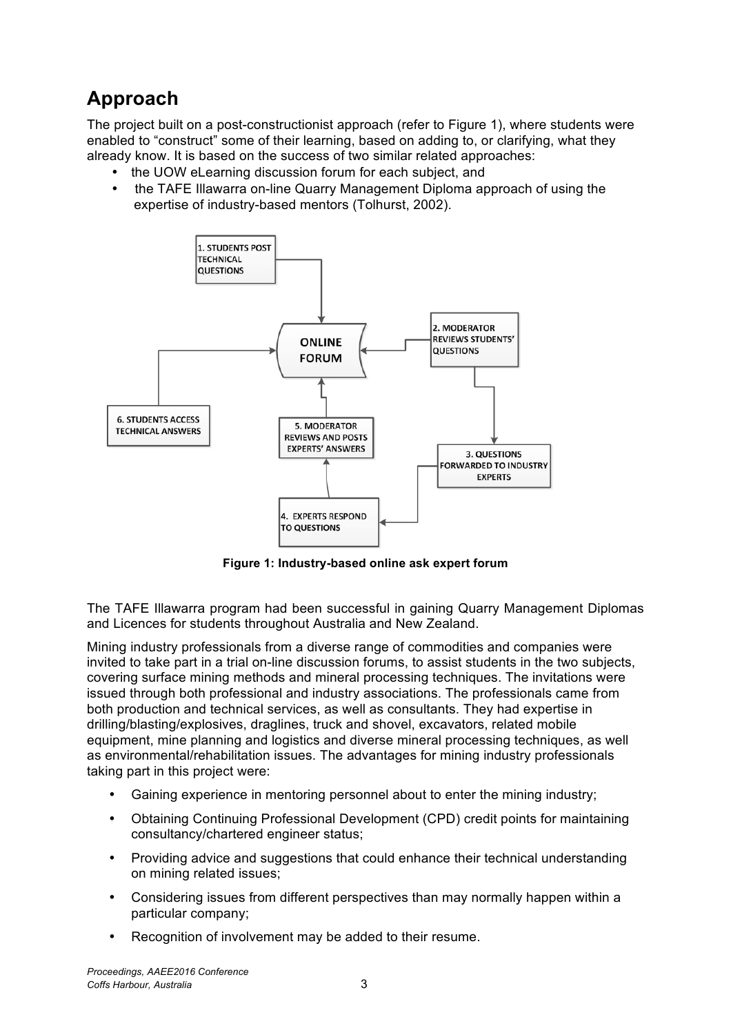## Approach

The project built on a post-constructionist approach (refer to Figure 1), where students were enabled to "construct" some of their learning, based on adding to, or clarifying, what they already know. It is based on the success of two similar related approaches:

- the UOW eLearning discussion forum for each subject, and
- the TAFE Illawarra on-line Quarry Management Diploma approach of using the expertise of industry-based mentors (Tolhurst, 2002).

1. STUDENTS POST TECHNICAL QUESTIONS

ONLINE FORUM

2. MODERATOR REVIEWS STUDENTS' QUESTIONS

3. QUESTIONS FORWARDED TO INDUSTRY EXPERTS

4. EXPERTS RESPOND TO QUESTIONS

5. MODERATOR REVIEWS AND POSTS EXPERTS' ANSWERS

6. STUDENTS ACCESS TECHNICAL ANSWERS

**Figure 1: Industry-based online ask expert forum**

The TAFE Illawarra program had been successful in gaining Quarry Management Diplomas and Licences for students throughout Australia and New Zealand.

Mining industry professionals from a diverse range of commodities and companies were invited to take part in a trial on-line discussion forums, to assist students in the two subjects, covering surface mining methods and mineral processing techniques. The invitations were issued through both professional and industry associations. The professionals came from both production and technical services, as well as consultants. They had expertise in drilling/blasting/explosives, draglines, truck and shovel, excavators, related mobile equipment, mine planning and logistics and diverse mineral processing techniques, as well as environmental/rehabilitation issues. The advantages for mining industry professionals taking part in this project were:

- Gaining experience in mentoring personnel about to enter the mining industry;
- Obtaining Continuing Professional Development (CPD) credit points for maintaining consultancy/chartered engineer status;
- Providing advice and suggestions that could enhance their technical understanding on mining related issues;
- Considering issues from different perspectives than may normally happen within a particular company;
- Recognition of involvement may be added to their resume.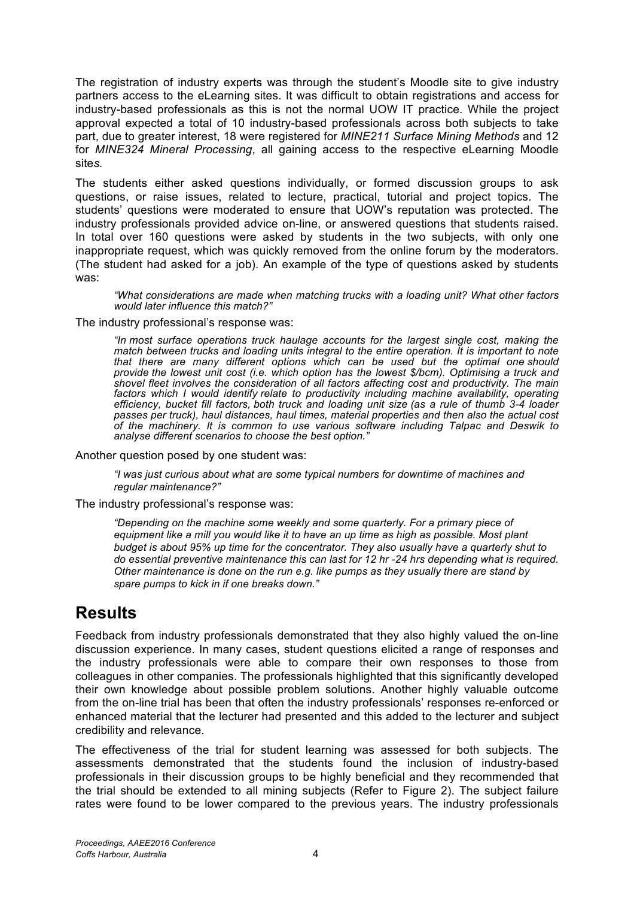The registration of industry experts was through the student's Moodle site to give industry partners access to the eLearning sites. It was difficult to obtain registrations and access for industry-based professionals as this is not the normal UOW IT practice. While the project approval expected a total of 10 industry-based professionals across both subjects to take part, due to greater interest, 18 were registered for *MINE211 Surface Mining Methods* and 12 for *MINE324 Mineral Processing*, all gaining access to the respective eLearning Moodle site*s.*

The students either asked questions individually, or formed discussion groups to ask questions, or raise issues, related to lecture, practical, tutorial and project topics. The students' questions were moderated to ensure that UOW's reputation was protected. The industry professionals provided advice on-line, or answered questions that students raised. In total over 160 questions were asked by students in the two subjects, with only one inappropriate request, which was quickly removed from the online forum by the moderators. (The student had asked for a job). An example of the type of questions asked by students was:

> *"What considerations are made when matching trucks with a loading unit? What other factors would later influence this match?"*

The industry professional's response was:

> *"In most surface operations truck haulage accounts for the largest single cost, making the match between trucks and loading units integral to the entire operation. It is important to note that there are many different options which can be used but the optimal one should provide the lowest unit cost (i.e. which option has the lowest $/bcm). Optimising a truck and shovel fleet involves the consideration of all factors affecting cost and productivity. The main factors which I would identify relate to productivity including machine availability, operating efficiency, bucket fill factors, both truck and loading unit size (as a rule of thumb 3-4 loader passes per truck), haul distances, haul times, material properties and then also the actual cost of the machinery. It is common to use various software including Talpac and Deswik to analyse different scenarios to choose the best option."*

Another question posed by one student was:

> *"I was just curious about what are some typical numbers for downtime of machines and regular maintenance?"*

The industry professional's response was:

> *"Depending on the machine some weekly and some quarterly. For a primary piece of equipment like a mill you would like it to have an up time as high as possible. Most plant budget is about 95% up time for the concentrator. They also usually have a quarterly shut to do essential preventive maintenance this can last for 12 hr -24 hrs depending what is required. Other maintenance is done on the run e.g. like pumps as they usually there are stand by spare pumps to kick in if one breaks down."*

## Results

Feedback from industry professionals demonstrated that they also highly valued the on-line discussion experience. In many cases, student questions elicited a range of responses and the industry professionals were able to compare their own responses to those from colleagues in other companies. The professionals highlighted that this significantly developed their own knowledge about possible problem solutions. Another highly valuable outcome from the on-line trial has been that often the industry professionals' responses re-enforced or enhanced material that the lecturer had presented and this added to the lecturer and subject credibility and relevance.

The effectiveness of the trial for student learning was assessed for both subjects. The assessments demonstrated that the students found the inclusion of industry-based professionals in their discussion groups to be highly beneficial and they recommended that the trial should be extended to all mining subjects (Refer to Figure 2). The subject failure rates were found to be lower compared to the previous years. The industry professionals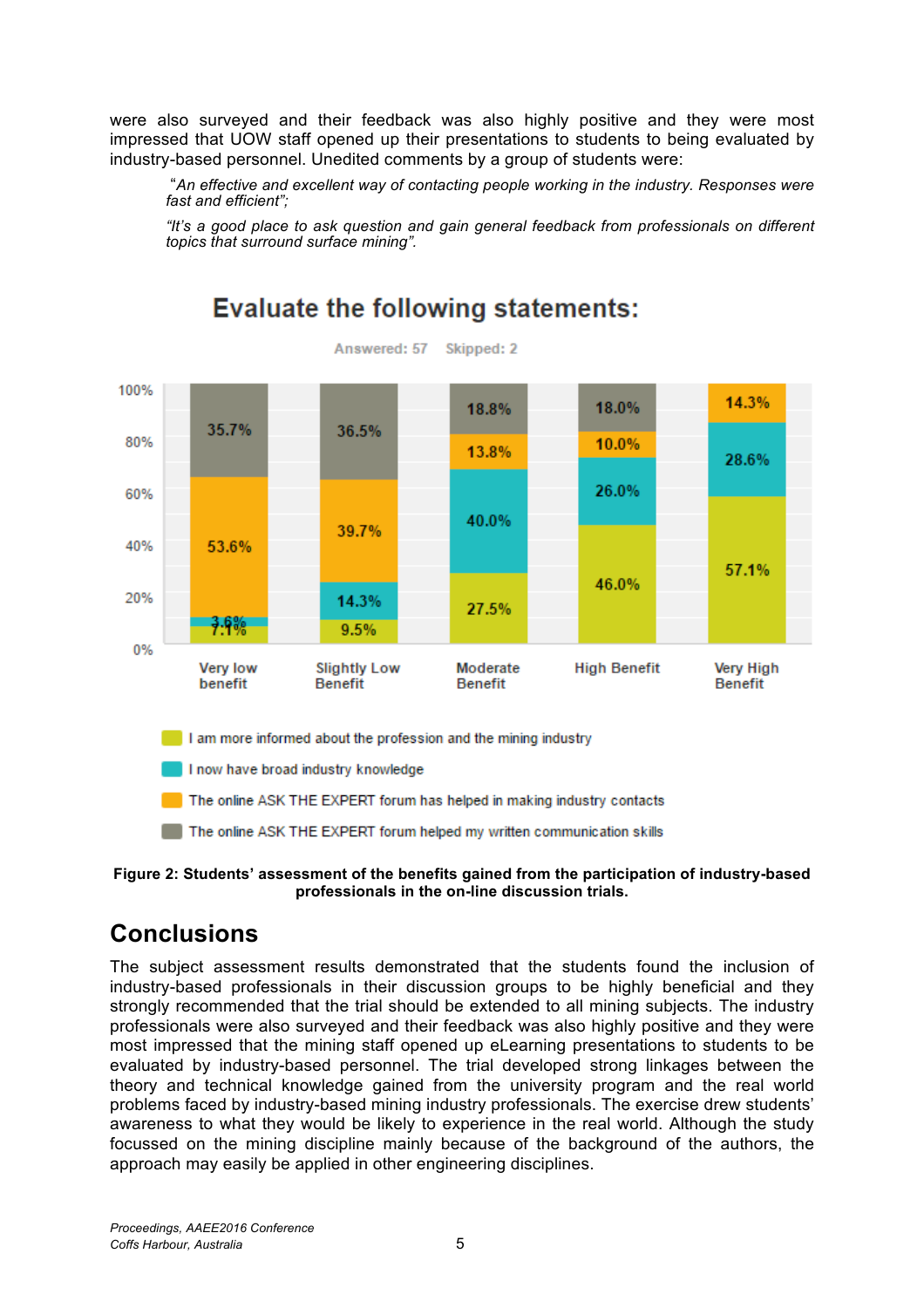were also surveyed and their feedback was also highly positive and they were most impressed that UOW staff opened up their presentations to students to being evaluated by industry-based personnel. Unedited comments by a group of students were:

> *"An effective and excellent way of contacting people working in the industry. Responses were fast and efficient";*
>
> *"It's a good place to ask question and gain general feedback from professionals on different topics that surround surface mining".*

**Evaluate the following statements:**

Answered: 57 Skipped: 2

| Statement | Very low benefit | Slightly Low Benefit | Moderate Benefit | High Benefit | Very High Benefit |
|---|---|---|---|---|---|
| I am more informed about the profession and the mining industry | 7.1% | 9.5% | 27.5% | 46.0% | 57.1% |
| I now have broad industry knowledge | 3.6% | 14.3% | 40.0% | 26.0% | 28.6% |
| The online ASK THE EXPERT forum has helped in making industry contacts | 53.6% | 39.7% | 13.8% | 10.0% | 14.3% |
| The online ASK THE EXPERT forum helped my written communication skills | 35.7% | 36.5% | 18.8% | 18.0% | |

**Figure 2: Students' assessment of the benefits gained from the participation of industry-based professionals in the on-line discussion trials.**

## Conclusions

The subject assessment results demonstrated that the students found the inclusion of industry-based professionals in their discussion groups to be highly beneficial and they strongly recommended that the trial should be extended to all mining subjects. The industry professionals were also surveyed and their feedback was also highly positive and they were most impressed that the mining staff opened up eLearning presentations to students to be evaluated by industry-based personnel. The trial developed strong linkages between the theory and technical knowledge gained from the university program and the real world problems faced by industry-based mining industry professionals. The exercise drew students' awareness to what they would be likely to experience in the real world. Although the study focussed on the mining discipline mainly because of the background of the authors, the approach may easily be applied in other engineering disciplines.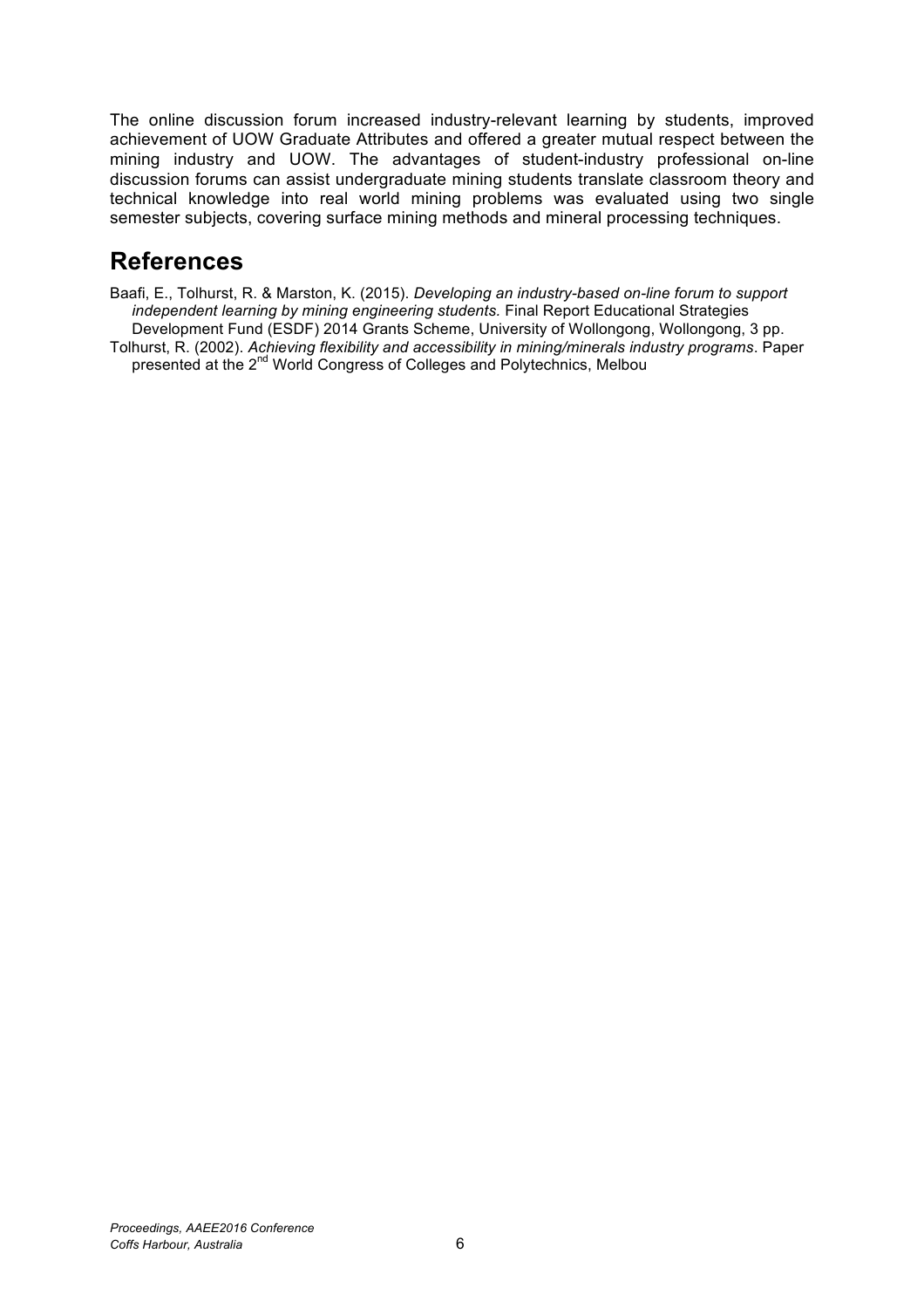The online discussion forum increased industry-relevant learning by students, improved achievement of UOW Graduate Attributes and offered a greater mutual respect between the mining industry and UOW. The advantages of student-industry professional on-line discussion forums can assist undergraduate mining students translate classroom theory and technical knowledge into real world mining problems was evaluated using two single semester subjects, covering surface mining methods and mineral processing techniques.

## References

Baafi, E., Tolhurst, R. & Marston, K. (2015). *Developing an industry-based on-line forum to support independent learning by mining engineering students.* Final Report Educational Strategies Development Fund (ESDF) 2014 Grants Scheme, University of Wollongong, Wollongong, 3 pp.

Tolhurst, R. (2002). *Achieving flexibility and accessibility in mining/minerals industry programs*. Paper presented at the 2nd World Congress of Colleges and Polytechnics, Melbou